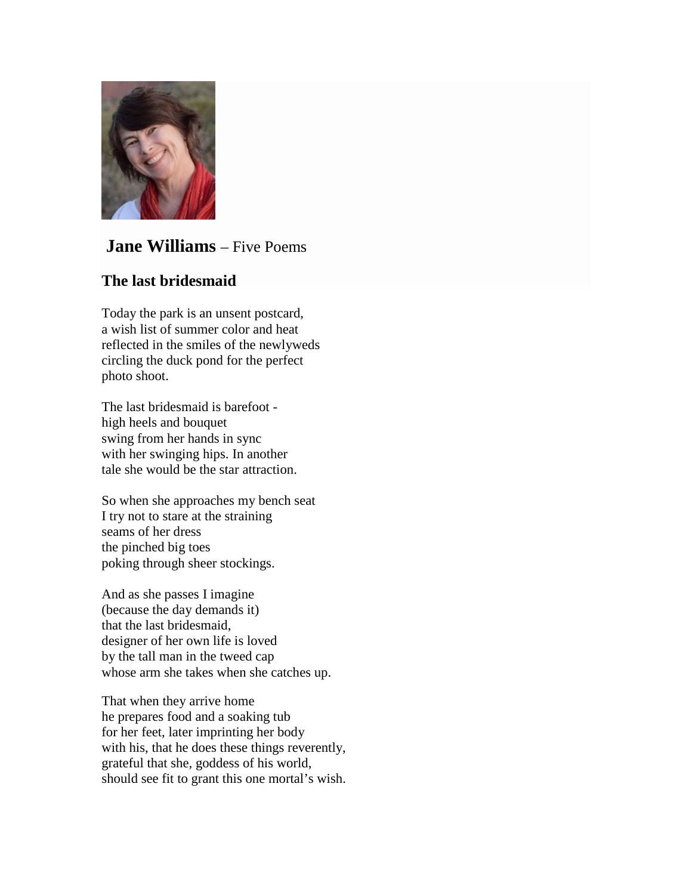**Jane Williams** – Five Poems

## The last bridesmaid

Today the park is an unsent postcard,  
a wish list of summer color and heat  
reflected in the smiles of the newlyweds  
circling the duck pond for the perfect  
photo shoot.

The last bridesmaid is barefoot -  
high heels and bouquet  
swing from her hands in sync  
with her swinging hips. In another  
tale she would be the star attraction.

So when she approaches my bench seat  
I try not to stare at the straining  
seams of her dress  
the pinched big toes  
poking through sheer stockings.

And as she passes I imagine  
(because the day demands it)  
that the last bridesmaid,  
designer of her own life is loved  
by the tall man in the tweed cap  
whose arm she takes when she catches up.

That when they arrive home  
he prepares food and a soaking tub  
for her feet, later imprinting her body  
with his, that he does these things reverently,  
grateful that she, goddess of his world,  
should see fit to grant this one mortal's wish.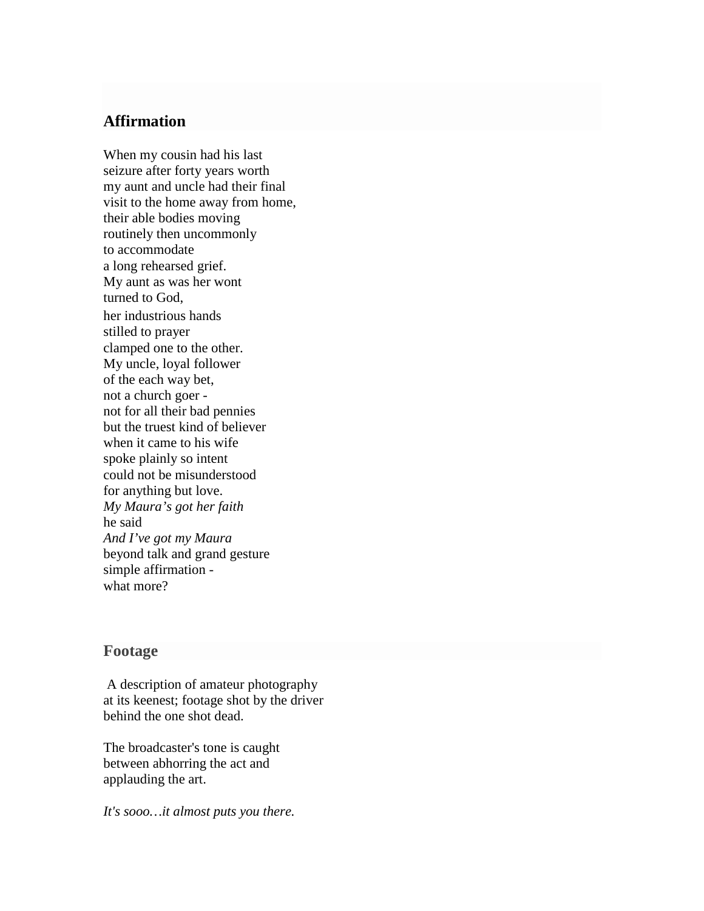## Affirmation

When my cousin had his last  
seizure after forty years worth  
my aunt and uncle had their final  
visit to the home away from home,  
their able bodies moving  
routinely then uncommonly  
to accommodate  
a long rehearsed grief.  
My aunt as was her wont  
turned to God,  
her industrious hands  
stilled to prayer  
clamped one to the other.  
My uncle, loyal follower  
of the each way bet,  
not a church goer -  
not for all their bad pennies  
but the truest kind of believer  
when it came to his wife  
spoke plainly so intent  
could not be misunderstood  
for anything but love.  
*My Maura's got her faith*  
he said  
*And I've got my Maura*  
beyond talk and grand gesture  
simple affirmation -  
what more?

## Footage

A description of amateur photography  
at its keenest; footage shot by the driver  
behind the one shot dead.

The broadcaster's tone is caught  
between abhorring the act and  
applauding the art.

*It's sooo…it almost puts you there.*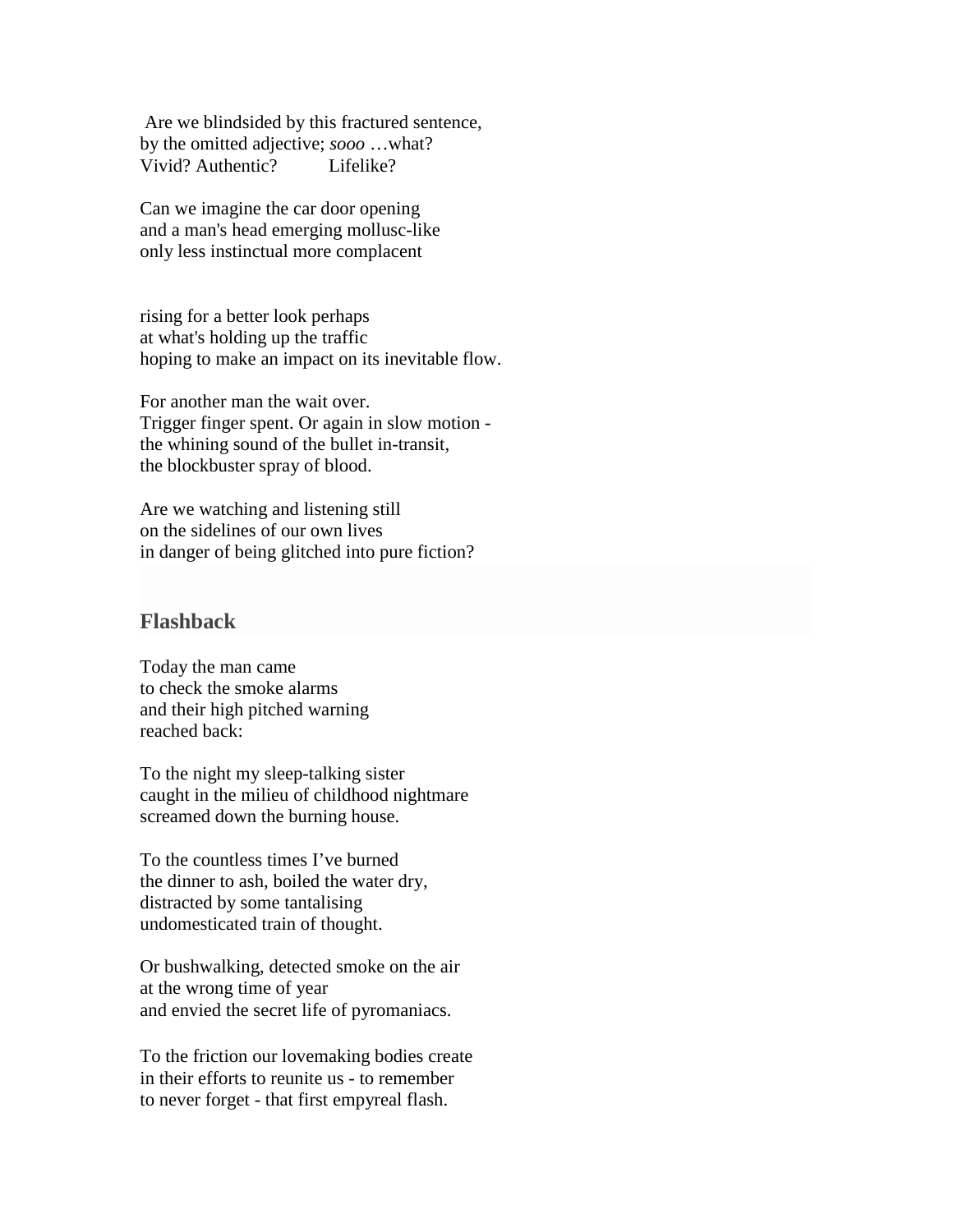Are we blindsided by this fractured sentence,
by the omitted adjective; *sooo* …what?
Vivid? Authentic?     Lifelike?

Can we imagine the car door opening
and a man's head emerging mollusc-like
only less instinctual more complacent

rising for a better look perhaps
at what's holding up the traffic
hoping to make an impact on its inevitable flow.

For another man the wait over.
Trigger finger spent. Or again in slow motion -
the whining sound of the bullet in-transit,
the blockbuster spray of blood.

Are we watching and listening still
on the sidelines of our own lives
in danger of being glitched into pure fiction?

## Flashback

Today the man came
to check the smoke alarms
and their high pitched warning
reached back:

To the night my sleep-talking sister
caught in the milieu of childhood nightmare
screamed down the burning house.

To the countless times I've burned
the dinner to ash, boiled the water dry,
distracted by some tantalising
undomesticated train of thought.

Or bushwalking, detected smoke on the air
at the wrong time of year
and envied the secret life of pyromaniacs.

To the friction our lovemaking bodies create
in their efforts to reunite us - to remember
to never forget - that first empyreal flash.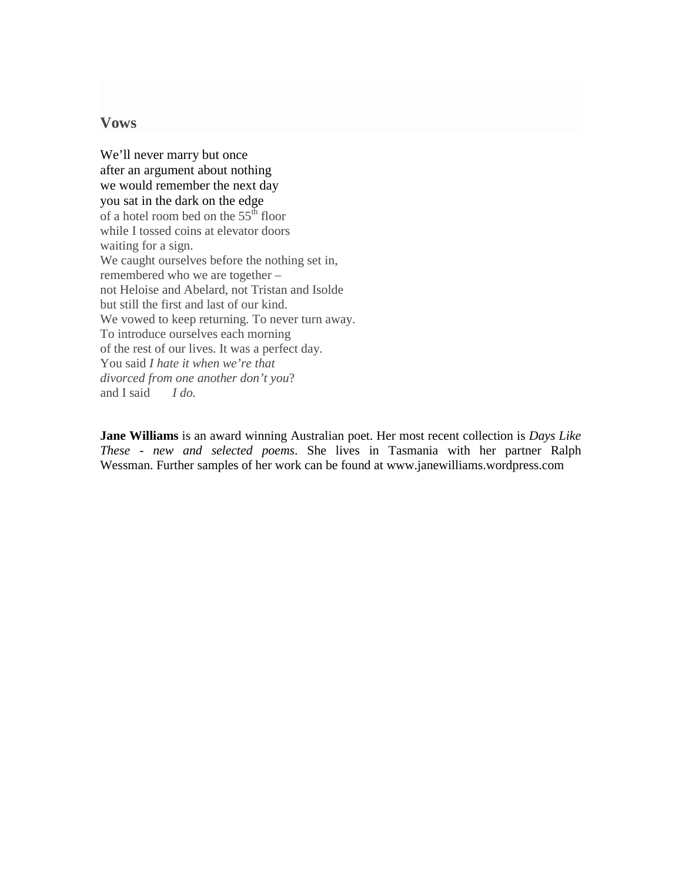## Vows

We'll never marry but once
after an argument about nothing
we would remember the next day
you sat in the dark on the edge
of a hotel room bed on the 55th floor
while I tossed coins at elevator doors
waiting for a sign.
We caught ourselves before the nothing set in,
remembered who we are together –
not Heloise and Abelard, not Tristan and Isolde
but still the first and last of our kind.
We vowed to keep returning. To never turn away.
To introduce ourselves each morning
of the rest of our lives. It was a perfect day.
You said *I hate it when we're that*
*divorced from one another don't you*?
and I said    *I do.*

**Jane Williams** is an award winning Australian poet. Her most recent collection is *Days Like These - new and selected poems*. She lives in Tasmania with her partner Ralph Wessman. Further samples of her work can be found at www.janewilliams.wordpress.com